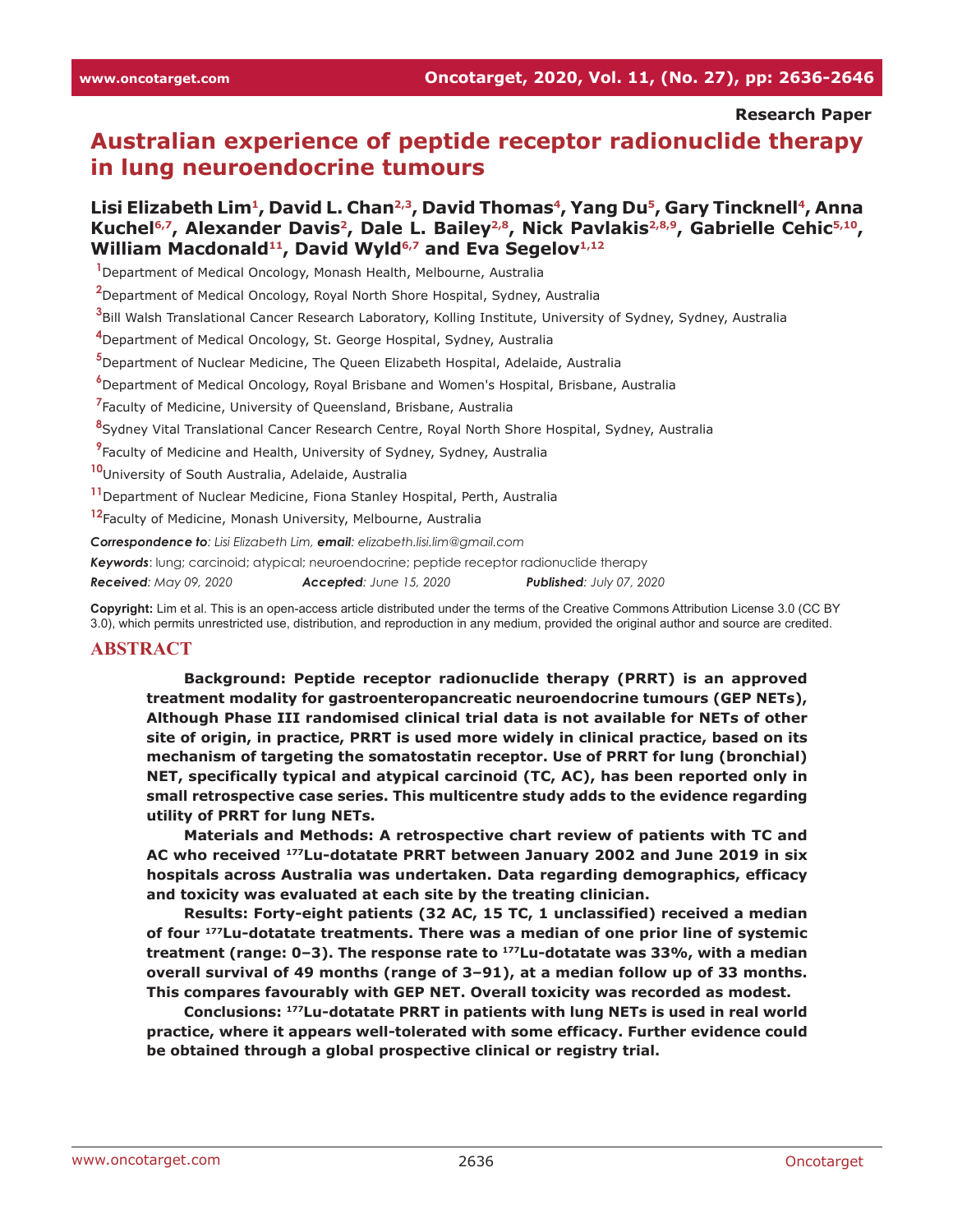**Research Paper**

# Australian experience of peptide receptor radionuclide therapy in lung neuroendocrine tumours

**Lisi Elizabeth Lim[1], David L. Chan[2,3], David Thomas[4], Yang Du[5], Gary Tincknell[4], Anna Kuchel[6,7], Alexander Davis[2], Dale L. Bailey[2,8], Nick Pavlakis[2,8,9], Gabrielle Cehic[5,10], William Macdonald[11], David Wyld[6,7] and Eva Segelov[1,12]**

[1]Department of Medical Oncology, Monash Health, Melbourne, Australia

[2]Department of Medical Oncology, Royal North Shore Hospital, Sydney, Australia

[3]Bill Walsh Translational Cancer Research Laboratory, Kolling Institute, University of Sydney, Sydney, Australia

[4]Department of Medical Oncology, St. George Hospital, Sydney, Australia

[5]Department of Nuclear Medicine, The Queen Elizabeth Hospital, Adelaide, Australia

[6]Department of Medical Oncology, Royal Brisbane and Women's Hospital, Brisbane, Australia

[7]Faculty of Medicine, University of Queensland, Brisbane, Australia

[8]Sydney Vital Translational Cancer Research Centre, Royal North Shore Hospital, Sydney, Australia

[9]Faculty of Medicine and Health, University of Sydney, Sydney, Australia

[10]University of South Australia, Adelaide, Australia

[11]Department of Nuclear Medicine, Fiona Stanley Hospital, Perth, Australia

[12]Faculty of Medicine, Monash University, Melbourne, Australia

***Correspondence to***: *Lisi Elizabeth Lim,* ***email***: *elizabeth.lisi.lim@gmail.com*

***Keywords***: lung; carcinoid; atypical; neuroendocrine; peptide receptor radionuclide therapy

***Received***: *May 09, 2020* ***Accepted***: *June 15, 2020* ***Published***: *July 07, 2020*

**Copyright:** Lim et al. This is an open-access article distributed under the terms of the Creative Commons Attribution License 3.0 (CC BY 3.0), which permits unrestricted use, distribution, and reproduction in any medium, provided the original author and source are credited.

## ABSTRACT

**Background: Peptide receptor radionuclide therapy (PRRT) is an approved treatment modality for gastroenteropancreatic neuroendocrine tumours (GEP NETs), Although Phase III randomised clinical trial data is not available for NETs of other site of origin, in practice, PRRT is used more widely in clinical practice, based on its mechanism of targeting the somatostatin receptor. Use of PRRT for lung (bronchial) NET, specifically typical and atypical carcinoid (TC, AC), has been reported only in small retrospective case series. This multicentre study adds to the evidence regarding utility of PRRT for lung NETs.**

**Materials and Methods: A retrospective chart review of patients with TC and AC who received $^{177}$Lu-dotatate PRRT between January 2002 and June 2019 in six hospitals across Australia was undertaken. Data regarding demographics, efficacy and toxicity was evaluated at each site by the treating clinician.**

**Results: Forty-eight patients (32 AC, 15 TC, 1 unclassified) received a median of four $^{177}$Lu-dotatate treatments. There was a median of one prior line of systemic treatment (range: 0–3). The response rate to $^{177}$Lu-dotatate was 33%, with a median overall survival of 49 months (range of 3–91), at a median follow up of 33 months. This compares favourably with GEP NET. Overall toxicity was recorded as modest.**

**Conclusions: $^{177}$Lu-dotatate PRRT in patients with lung NETs is used in real world practice, where it appears well-tolerated with some efficacy. Further evidence could be obtained through a global prospective clinical or registry trial.**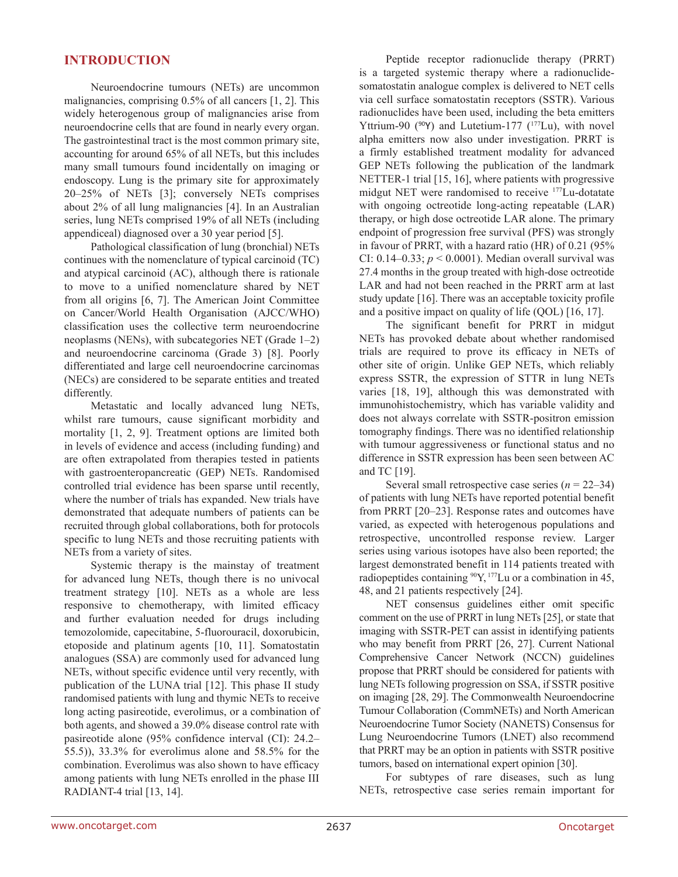## INTRODUCTION

Neuroendocrine tumours (NETs) are uncommon malignancies, comprising 0.5% of all cancers [1, 2]. This widely heterogenous group of malignancies arise from neuroendocrine cells that are found in nearly every organ. The gastrointestinal tract is the most common primary site, accounting for around 65% of all NETs, but this includes many small tumours found incidentally on imaging or endoscopy. Lung is the primary site for approximately 20–25% of NETs [3]; conversely NETs comprises about 2% of all lung malignancies [4]. In an Australian series, lung NETs comprised 19% of all NETs (including appendiceal) diagnosed over a 30 year period [5].

Pathological classification of lung (bronchial) NETs continues with the nomenclature of typical carcinoid (TC) and atypical carcinoid (AC), although there is rationale to move to a unified nomenclature shared by NET from all origins [6, 7]. The American Joint Committee on Cancer/World Health Organisation (AJCC/WHO) classification uses the collective term neuroendocrine neoplasms (NENs), with subcategories NET (Grade 1–2) and neuroendocrine carcinoma (Grade 3) [8]. Poorly differentiated and large cell neuroendocrine carcinomas (NECs) are considered to be separate entities and treated differently.

Metastatic and locally advanced lung NETs, whilst rare tumours, cause significant morbidity and mortality [1, 2, 9]. Treatment options are limited both in levels of evidence and access (including funding) and are often extrapolated from therapies tested in patients with gastroenteropancreatic (GEP) NETs. Randomised controlled trial evidence has been sparse until recently, where the number of trials has expanded. New trials have demonstrated that adequate numbers of patients can be recruited through global collaborations, both for protocols specific to lung NETs and those recruiting patients with NETs from a variety of sites.

Systemic therapy is the mainstay of treatment for advanced lung NETs, though there is no univocal treatment strategy [10]. NETs as a whole are less responsive to chemotherapy, with limited efficacy and further evaluation needed for drugs including temozolomide, capecitabine, 5-fluorouracil, doxorubicin, etoposide and platinum agents [10, 11]. Somatostatin analogues (SSA) are commonly used for advanced lung NETs, without specific evidence until very recently, with publication of the LUNA trial [12]. This phase II study randomised patients with lung and thymic NETs to receive long acting pasireotide, everolimus, or a combination of both agents, and showed a 39.0% disease control rate with pasireotide alone (95% confidence interval (CI): 24.2–55.5)), 33.3% for everolimus alone and 58.5% for the combination. Everolimus was also shown to have efficacy among patients with lung NETs enrolled in the phase III RADIANT-4 trial [13, 14].

Peptide receptor radionuclide therapy (PRRT) is a targeted systemic therapy where a radionuclide-somatostatin analogue complex is delivered to NET cells via cell surface somatostatin receptors (SSTR). Various radionuclides have been used, including the beta emitters Yttrium-90 ($^{90}$Y) and Lutetium-177 ($^{177}$Lu), with novel alpha emitters now also under investigation. PRRT is a firmly established treatment modality for advanced GEP NETs following the publication of the landmark NETTER-1 trial [15, 16], where patients with progressive midgut NET were randomised to receive $^{177}$Lu-dotatate with ongoing octreotide long-acting repeatable (LAR) therapy, or high dose octreotide LAR alone. The primary endpoint of progression free survival (PFS) was strongly in favour of PRRT, with a hazard ratio (HR) of 0.21 (95% CI: 0.14–0.33; $p < 0.0001$). Median overall survival was 27.4 months in the group treated with high-dose octreotide LAR and had not been reached in the PRRT arm at last study update [16]. There was an acceptable toxicity profile and a positive impact on quality of life (QOL) [16, 17].

The significant benefit for PRRT in midgut NETs has provoked debate about whether randomised trials are required to prove its efficacy in NETs of other site of origin. Unlike GEP NETs, which reliably express SSTR, the expression of STTR in lung NETs varies [18, 19], although this was demonstrated with immunohistochemistry, which has variable validity and does not always correlate with SSTR-positron emission tomography findings. There was no identified relationship with tumour aggressiveness or functional status and no difference in SSTR expression has been seen between AC and TC [19].

Several small retrospective case series ($n = 22$–$34$) of patients with lung NETs have reported potential benefit from PRRT [20–23]. Response rates and outcomes have varied, as expected with heterogenous populations and retrospective, uncontrolled response review. Larger series using various isotopes have also been reported; the largest demonstrated benefit in 114 patients treated with radiopeptides containing $^{90}$Y, $^{177}$Lu or a combination in 45, 48, and 21 patients respectively [24].

NET consensus guidelines either omit specific comment on the use of PRRT in lung NETs [25], or state that imaging with SSTR-PET can assist in identifying patients who may benefit from PRRT [26, 27]. Current National Comprehensive Cancer Network (NCCN) guidelines propose that PRRT should be considered for patients with lung NETs following progression on SSA, if SSTR positive on imaging [28, 29]. The Commonwealth Neuroendocrine Tumour Collaboration (CommNETs) and North American Neuroendocrine Tumor Society (NANETS) Consensus for Lung Neuroendocrine Tumors (LNET) also recommend that PRRT may be an option in patients with SSTR positive tumors, based on international expert opinion [30].

For subtypes of rare diseases, such as lung NETs, retrospective case series remain important for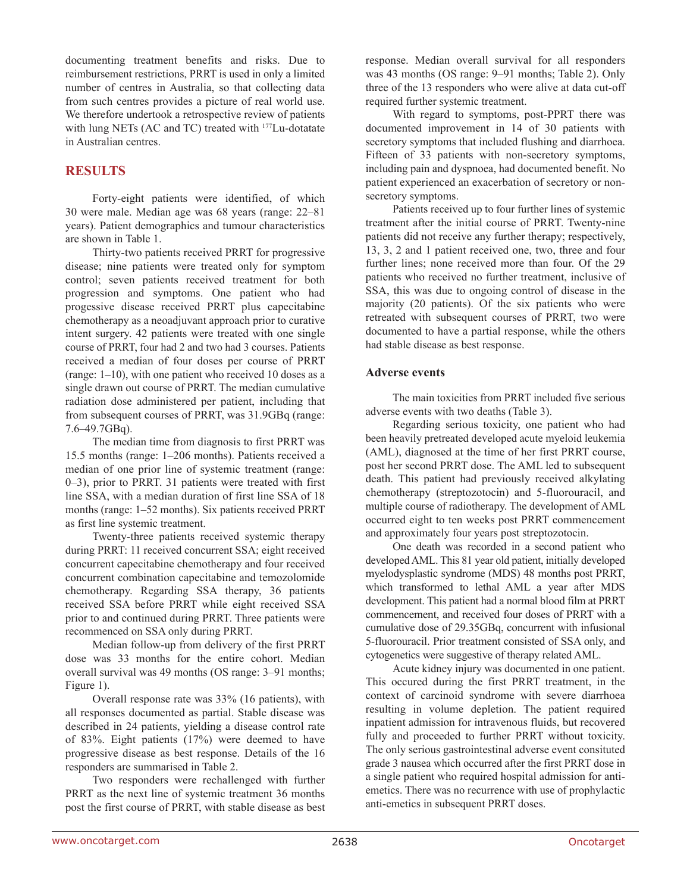documenting treatment benefits and risks. Due to reimbursement restrictions, PRRT is used in only a limited number of centres in Australia, so that collecting data from such centres provides a picture of real world use. We therefore undertook a retrospective review of patients with lung NETs (AC and TC) treated with $^{177}$Lu-dotatate in Australian centres.

## RESULTS

Forty-eight patients were identified, of which 30 were male. Median age was 68 years (range: 22–81 years). Patient demographics and tumour characteristics are shown in Table 1.

Thirty-two patients received PRRT for progressive disease; nine patients were treated only for symptom control; seven patients received treatment for both progression and symptoms. One patient who had progessive disease received PRRT plus capecitabine chemotherapy as a neoadjuvant approach prior to curative intent surgery. 42 patients were treated with one single course of PRRT, four had 2 and two had 3 courses. Patients received a median of four doses per course of PRRT (range: 1–10), with one patient who received 10 doses as a single drawn out course of PRRT. The median cumulative radiation dose administered per patient, including that from subsequent courses of PRRT, was 31.9GBq (range: 7.6–49.7GBq).

The median time from diagnosis to first PRRT was 15.5 months (range: 1–206 months). Patients received a median of one prior line of systemic treatment (range: 0–3), prior to PRRT. 31 patients were treated with first line SSA, with a median duration of first line SSA of 18 months (range: 1–52 months). Six patients received PRRT as first line systemic treatment.

Twenty-three patients received systemic therapy during PRRT: 11 received concurrent SSA; eight received concurrent capecitabine chemotherapy and four received concurrent combination capecitabine and temozolomide chemotherapy. Regarding SSA therapy, 36 patients received SSA before PRRT while eight received SSA prior to and continued during PRRT. Three patients were recommenced on SSA only during PRRT.

Median follow-up from delivery of the first PRRT dose was 33 months for the entire cohort. Median overall survival was 49 months (OS range: 3–91 months; Figure 1).

Overall response rate was 33% (16 patients), with all responses documented as partial. Stable disease was described in 24 patients, yielding a disease control rate of 83%. Eight patients (17%) were deemed to have progressive disease as best response. Details of the 16 responders are summarised in Table 2.

Two responders were rechallenged with further PRRT as the next line of systemic treatment 36 months post the first course of PRRT, with stable disease as best response. Median overall survival for all responders was 43 months (OS range: 9–91 months; Table 2). Only three of the 13 responders who were alive at data cut-off required further systemic treatment.

With regard to symptoms, post-PPRT there was documented improvement in 14 of 30 patients with secretory symptoms that included flushing and diarrhoea. Fifteen of 33 patients with non-secretory symptoms, including pain and dyspnoea, had documented benefit. No patient experienced an exacerbation of secretory or non-secretory symptoms.

Patients received up to four further lines of systemic treatment after the initial course of PRRT. Twenty-nine patients did not receive any further therapy; respectively, 13, 3, 2 and 1 patient received one, two, three and four further lines; none received more than four. Of the 29 patients who received no further treatment, inclusive of SSA, this was due to ongoing control of disease in the majority (20 patients). Of the six patients who were retreated with subsequent courses of PRRT, two were documented to have a partial response, while the others had stable disease as best response.

### Adverse events

The main toxicities from PRRT included five serious adverse events with two deaths (Table 3).

Regarding serious toxicity, one patient who had been heavily pretreated developed acute myeloid leukemia (AML), diagnosed at the time of her first PRRT course, post her second PRRT dose. The AML led to subsequent death. This patient had previously received alkylating chemotherapy (streptozotocin) and 5-fluorouracil, and multiple course of radiotherapy. The development of AML occurred eight to ten weeks post PRRT commencement and approximately four years post streptozotocin.

One death was recorded in a second patient who developed AML. This 81 year old patient, initially developed myelodysplastic syndrome (MDS) 48 months post PRRT, which transformed to lethal AML a year after MDS development. This patient had a normal blood film at PRRT commencement, and received four doses of PRRT with a cumulative dose of 29.35GBq, concurrent with infusional 5-fluorouracil. Prior treatment consisted of SSA only, and cytogenetics were suggestive of therapy related AML.

Acute kidney injury was documented in one patient. This occured during the first PRRT treatment, in the context of carcinoid syndrome with severe diarrhoea resulting in volume depletion. The patient required inpatient admission for intravenous fluids, but recovered fully and proceeded to further PRRT without toxicity. The only serious gastrointestinal adverse event consituted grade 3 nausea which occurred after the first PRRT dose in a single patient who required hospital admission for anti-emetics. There was no recurrence with use of prophylactic anti-emetics in subsequent PRRT doses.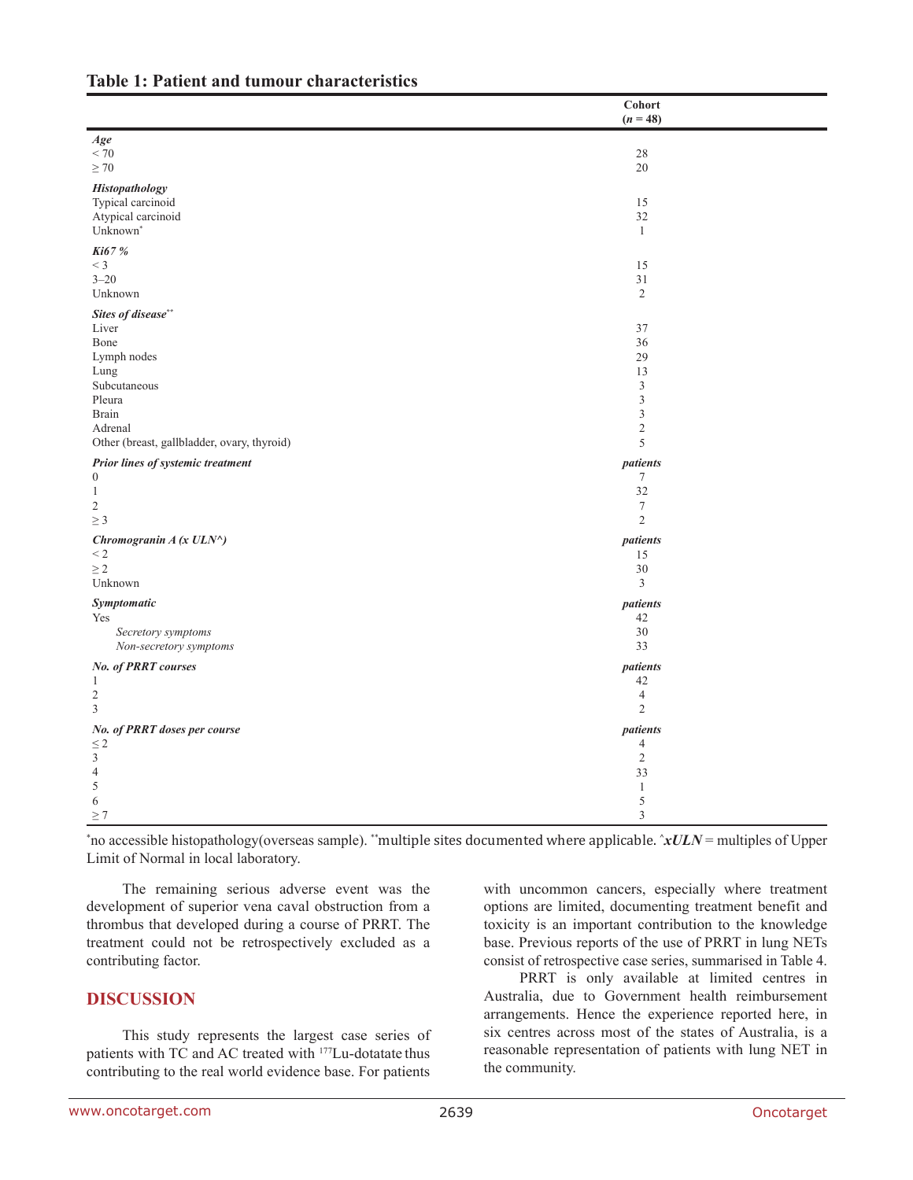**Table 1: Patient and tumour characteristics**

| | Cohort ($n$ = 48) |
|---|---|
| ***Age*** | |
| < 70 | 28 |
| ≥ 70 | 20 |
| ***Histopathology*** | |
| Typical carcinoid | 15 |
| Atypical carcinoid | 32 |
| Unknown* | 1 |
| ***Ki67 %*** | |
| < 3 | 15 |
| 3–20 | 31 |
| Unknown | 2 |
| ***Sites of disease**** | |
| Liver | 37 |
| Bone | 36 |
| Lymph nodes | 29 |
| Lung | 13 |
| Subcutaneous | 3 |
| Pleura | 3 |
| Brain | 3 |
| Adrenal | 2 |
| Other (breast, gallbladder, ovary, thyroid) | 5 |
| ***Prior lines of systemic treatment*** | ***patients*** |
| 0 | 7 |
| 1 | 32 |
| 2 | 7 |
| ≥ 3 | 2 |
| ***Chromogranin A (x ULN^)*** | ***patients*** |
| < 2 | 15 |
| ≥ 2 | 30 |
| Unknown | 3 |
| ***Symptomatic*** | ***patients*** |
| Yes | 42 |
| *Secretory symptoms* | 30 |
| *Non-secretory symptoms* | 33 |
| ***No. of PRRT courses*** | ***patients*** |
| 1 | 42 |
| 2 | 4 |
| 3 | 2 |
| ***No. of PRRT doses per course*** | ***patients*** |
| ≤ 2 | 4 |
| 3 | 2 |
| 4 | 33 |
| 5 | 1 |
| 6 | 5 |
| ≥ 7 | 3 |

*no accessible histopathology(overseas sample). **multiple sites documented where applicable. ^***xULN*** = multiples of Upper Limit of Normal in local laboratory.

The remaining serious adverse event was the development of superior vena caval obstruction from a thrombus that developed during a course of PRRT. The treatment could not be retrospectively excluded as a contributing factor.

## DISCUSSION

This study represents the largest case series of patients with TC and AC treated with $^{177}$Lu-dotatate thus contributing to the real world evidence base. For patients with uncommon cancers, especially where treatment options are limited, documenting treatment benefit and toxicity is an important contribution to the knowledge base. Previous reports of the use of PRRT in lung NETs consist of retrospective case series, summarised in Table 4.

PRRT is only available at limited centres in Australia, due to Government health reimbursement arrangements. Hence the experience reported here, in six centres across most of the states of Australia, is a reasonable representation of patients with lung NET in the community.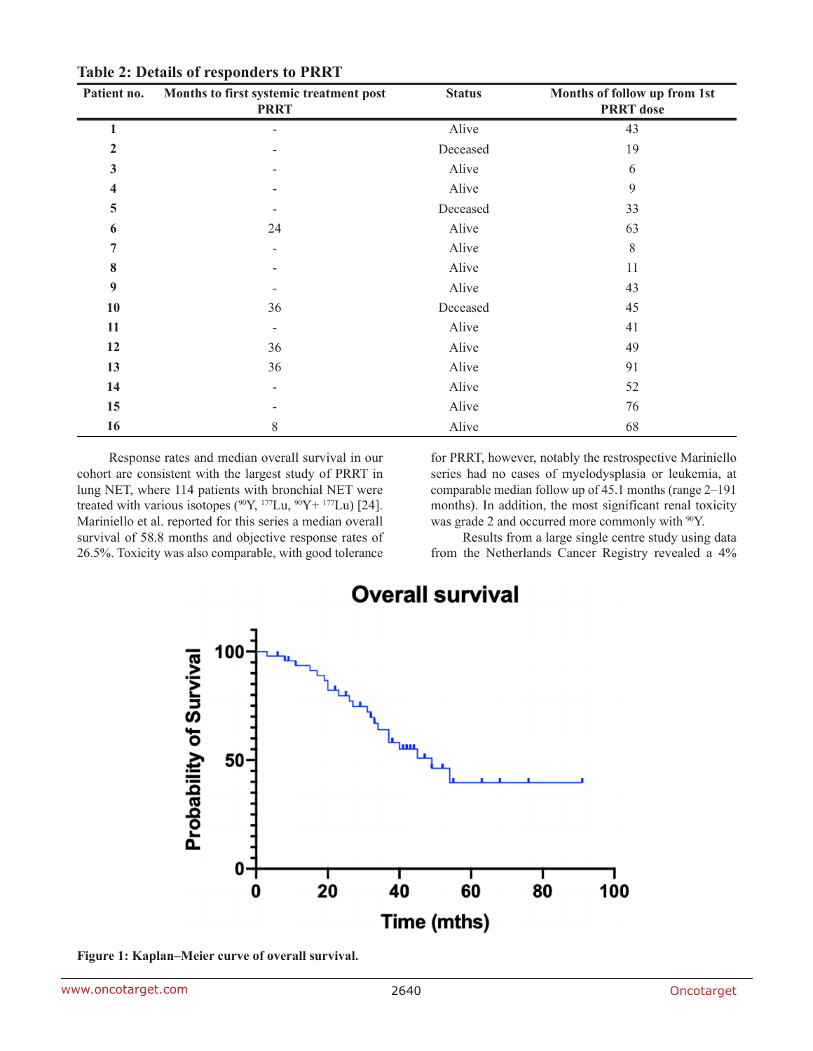**Table 2: Details of responders to PRRT**

| Patient no. | Months to first systemic treatment post PRRT | Status | Months of follow up from 1st PRRT dose |
|---|---|---|---|
| 1 | - | Alive | 43 |
| 2 | - | Deceased | 19 |
| 3 | - | Alive | 6 |
| 4 | - | Alive | 9 |
| 5 | - | Deceased | 33 |
| 6 | 24 | Alive | 63 |
| 7 | - | Alive | 8 |
| 8 | - | Alive | 11 |
| 9 | - | Alive | 43 |
| 10 | 36 | Deceased | 45 |
| 11 | - | Alive | 41 |
| 12 | 36 | Alive | 49 |
| 13 | 36 | Alive | 91 |
| 14 | - | Alive | 52 |
| 15 | - | Alive | 76 |
| 16 | 8 | Alive | 68 |

Response rates and median overall survival in our cohort are consistent with the largest study of PRRT in lung NET, where 114 patients with bronchial NET were treated with various isotopes ($^{90}$Y, $^{177}$Lu, $^{90}$Y+ $^{177}$Lu) [24]. Mariniello et al. reported for this series a median overall survival of 58.8 months and objective response rates of 26.5%. Toxicity was also comparable, with good tolerance for PRRT, however, notably the restrospective Mariniello series had no cases of myelodysplasia or leukemia, at comparable median follow up of 45.1 months (range 2–191 months). In addition, the most significant renal toxicity was grade 2 and occurred more commonly with $^{90}$Y.

Results from a large single centre study using data from the Netherlands Cancer Registry revealed a 4%

**Figure 1: Kaplan–Meier curve of overall survival.**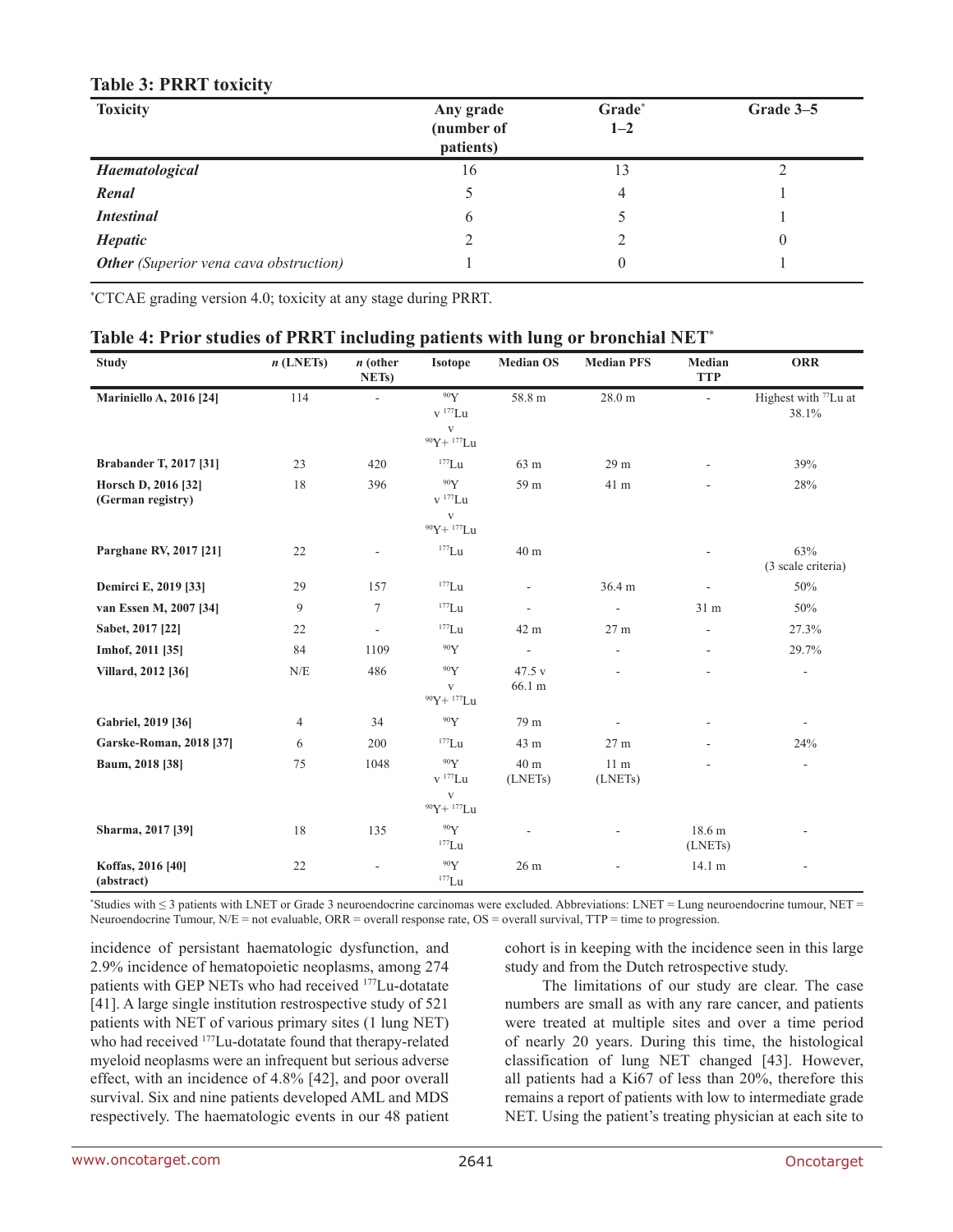**Table 3: PRRT toxicity**

| Toxicity | Any grade (number of patients) | Grade* 1–2 | Grade 3–5 |
|---|---|---|---|
| ***Haematological*** | 16 | 13 | 2 |
| ***Renal*** | 5 | 4 | 1 |
| ***Intestinal*** | 6 | 5 | 1 |
| ***Hepatic*** | 2 | 2 | 0 |
| ***Other*** *(Superior vena cava obstruction)* | 1 | 0 | 1 |

*CTCAE grading version 4.0; toxicity at any stage during PRRT.

**Table 4: Prior studies of PRRT including patients with lung or bronchial NET***

| Study | n (LNETs) | n (other NETs) | Isotope | Median OS | Median PFS | Median TTP | ORR |
|---|---|---|---|---|---|---|---|
| **Mariniello A, 2016 [24]** | 114 | - | $^{90}$Y v $^{177}$Lu v $^{90}$Y+ $^{177}$Lu | 58.8 m | 28.0 m | - | Highest with $^{77}$Lu at 38.1% |
| **Brabander T, 2017 [31]** | 23 | 420 | $^{177}$Lu | 63 m | 29 m | - | 39% |
| **Horsch D, 2016 [32] (German registry)** | 18 | 396 | $^{90}$Y v $^{177}$Lu v $^{90}$Y+ $^{177}$Lu | 59 m | 41 m | - | 28% |
| **Parghane RV, 2017 [21]** | 22 | - | $^{177}$Lu | 40 m | | - | 63% (3 scale criteria) |
| **Demirci E, 2019 [33]** | 29 | 157 | $^{177}$Lu | - | 36.4 m | - | 50% |
| **van Essen M, 2007 [34]** | 9 | 7 | $^{177}$Lu | - | - | 31 m | 50% |
| **Sabet, 2017 [22]** | 22 | - | $^{177}$Lu | 42 m | 27 m | - | 27.3% |
| **Imhof, 2011 [35]** | 84 | 1109 | $^{90}$Y | - | - | - | 29.7% |
| **Villard, 2012 [36]** | N/E | 486 | $^{90}$Y v $^{90}$Y+ $^{177}$Lu | 47.5 v 66.1 m | - | - | - |
| **Gabriel, 2019 [36]** | 4 | 34 | $^{90}$Y | 79 m | - | - | - |
| **Garske-Roman, 2018 [37]** | 6 | 200 | $^{177}$Lu | 43 m | 27 m | - | 24% |
| **Baum, 2018 [38]** | 75 | 1048 | $^{90}$Y v $^{177}$Lu v $^{90}$Y+ $^{177}$Lu | 40 m (LNETs) | 11 m (LNETs) | - | - |
| **Sharma, 2017 [39]** | 18 | 135 | $^{90}$Y $^{177}$Lu | - | - | 18.6 m (LNETs) | - |
| **Koffas, 2016 [40] (abstract)** | 22 | - | $^{90}$Y $^{177}$Lu | 26 m | - | 14.1 m | - |

*Studies with ≤ 3 patients with LNET or Grade 3 neuroendocrine carcinomas were excluded. Abbreviations: LNET = Lung neuroendocrine tumour, NET = Neuroendocrine Tumour, N/E = not evaluable, ORR = overall response rate, OS = overall survival, TTP = time to progression.

incidence of persistant haematologic dysfunction, and 2.9% incidence of hematopoietic neoplasms, among 274 patients with GEP NETs who had received $^{177}$Lu-dotatate [41]. A large single institution restrospective study of 521 patients with NET of various primary sites (1 lung NET) who had received $^{177}$Lu-dotatate found that therapy-related myeloid neoplasms were an infrequent but serious adverse effect, with an incidence of 4.8% [42], and poor overall survival. Six and nine patients developed AML and MDS respectively. The haematologic events in our 48 patient cohort is in keeping with the incidence seen in this large study and from the Dutch retrospective study.

The limitations of our study are clear. The case numbers are small as with any rare cancer, and patients were treated at multiple sites and over a time period of nearly 20 years. During this time, the histological classification of lung NET changed [43]. However, all patients had a Ki67 of less than 20%, therefore this remains a report of patients with low to intermediate grade NET. Using the patient's treating physician at each site to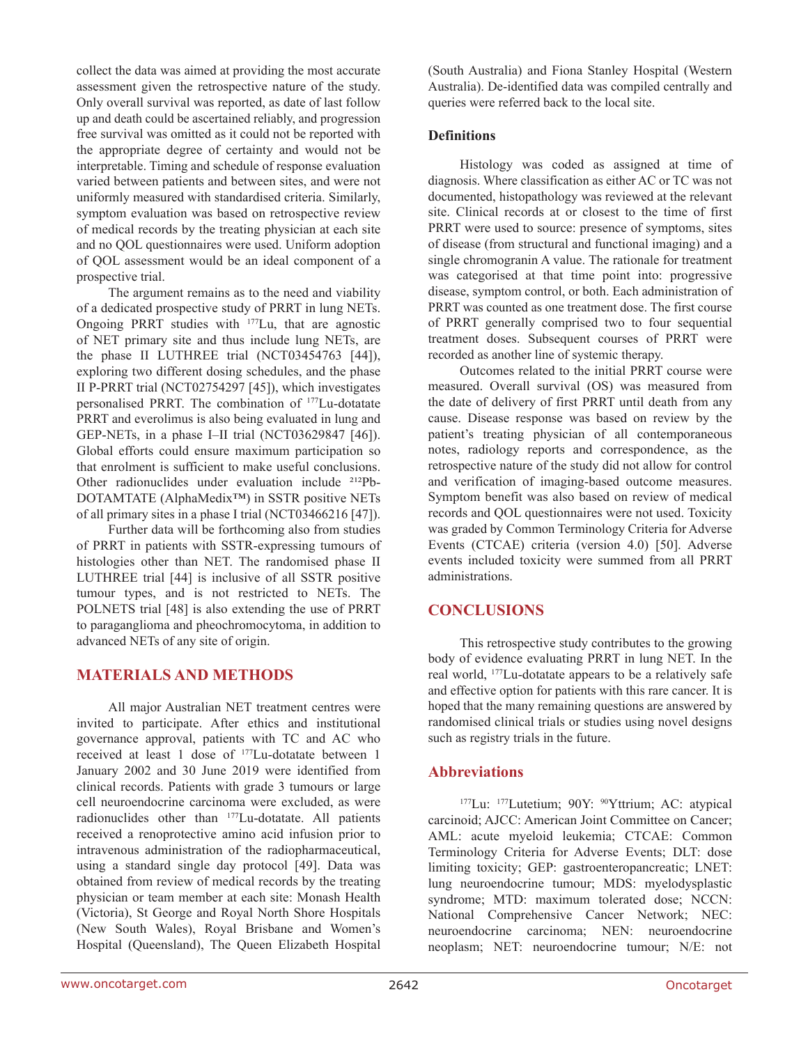collect the data was aimed at providing the most accurate assessment given the retrospective nature of the study. Only overall survival was reported, as date of last follow up and death could be ascertained reliably, and progression free survival was omitted as it could not be reported with the appropriate degree of certainty and would not be interpretable. Timing and schedule of response evaluation varied between patients and between sites, and were not uniformly measured with standardised criteria. Similarly, symptom evaluation was based on retrospective review of medical records by the treating physician at each site and no QOL questionnaires were used. Uniform adoption of QOL assessment would be an ideal component of a prospective trial.

The argument remains as to the need and viability of a dedicated prospective study of PRRT in lung NETs. Ongoing PRRT studies with $^{177}$Lu, that are agnostic of NET primary site and thus include lung NETs, are the phase II LUTHREE trial (NCT03454763 [44]), exploring two different dosing schedules, and the phase II P-PRRT trial (NCT02754297 [45]), which investigates personalised PRRT. The combination of $^{177}$Lu-dotatate PRRT and everolimus is also being evaluated in lung and GEP-NETs, in a phase I–II trial (NCT03629847 [46]). Global efforts could ensure maximum participation so that enrolment is sufficient to make useful conclusions. Other radionuclides under evaluation include $^{212}$Pb-DOTAMTATE (AlphaMedix™) in SSTR positive NETs of all primary sites in a phase I trial (NCT03466216 [47]).

Further data will be forthcoming also from studies of PRRT in patients with SSTR-expressing tumours of histologies other than NET. The randomised phase II LUTHREE trial [44] is inclusive of all SSTR positive tumour types, and is not restricted to NETs. The POLNETS trial [48] is also extending the use of PRRT to paraganglioma and pheochromocytoma, in addition to advanced NETs of any site of origin.

## MATERIALS AND METHODS

All major Australian NET treatment centres were invited to participate. After ethics and institutional governance approval, patients with TC and AC who received at least 1 dose of $^{177}$Lu-dotatate between 1 January 2002 and 30 June 2019 were identified from clinical records. Patients with grade 3 tumours or large cell neuroendocrine carcinoma were excluded, as were radionuclides other than $^{177}$Lu-dotatate. All patients received a renoprotective amino acid infusion prior to intravenous administration of the radiopharmaceutical, using a standard single day protocol [49]. Data was obtained from review of medical records by the treating physician or team member at each site: Monash Health (Victoria), St George and Royal North Shore Hospitals (New South Wales), Royal Brisbane and Women's Hospital (Queensland), The Queen Elizabeth Hospital (South Australia) and Fiona Stanley Hospital (Western Australia). De-identified data was compiled centrally and queries were referred back to the local site.

### Definitions

Histology was coded as assigned at time of diagnosis. Where classification as either AC or TC was not documented, histopathology was reviewed at the relevant site. Clinical records at or closest to the time of first PRRT were used to source: presence of symptoms, sites of disease (from structural and functional imaging) and a single chromogranin A value. The rationale for treatment was categorised at that time point into: progressive disease, symptom control, or both. Each administration of PRRT was counted as one treatment dose. The first course of PRRT generally comprised two to four sequential treatment doses. Subsequent courses of PRRT were recorded as another line of systemic therapy.

Outcomes related to the initial PRRT course were measured. Overall survival (OS) was measured from the date of delivery of first PRRT until death from any cause. Disease response was based on review by the patient's treating physician of all contemporaneous notes, radiology reports and correspondence, as the retrospective nature of the study did not allow for control and verification of imaging-based outcome measures. Symptom benefit was also based on review of medical records and QOL questionnaires were not used. Toxicity was graded by Common Terminology Criteria for Adverse Events (CTCAE) criteria (version 4.0) [50]. Adverse events included toxicity were summed from all PRRT administrations.

## CONCLUSIONS

This retrospective study contributes to the growing body of evidence evaluating PRRT in lung NET. In the real world, $^{177}$Lu-dotatate appears to be a relatively safe and effective option for patients with this rare cancer. It is hoped that the many remaining questions are answered by randomised clinical trials or studies using novel designs such as registry trials in the future.

## Abbreviations

$^{177}$Lu: $^{177}$Lutetium; 90Y: $^{90}$Yttrium; AC: atypical carcinoid; AJCC: American Joint Committee on Cancer; AML: acute myeloid leukemia; CTCAE: Common Terminology Criteria for Adverse Events; DLT: dose limiting toxicity; GEP: gastroenteropancreatic; LNET: lung neuroendocrine tumour; MDS: myelodysplastic syndrome; MTD: maximum tolerated dose; NCCN: National Comprehensive Cancer Network; NEC: neuroendocrine carcinoma; NEN: neuroendocrine neoplasm; NET: neuroendocrine tumour; N/E: not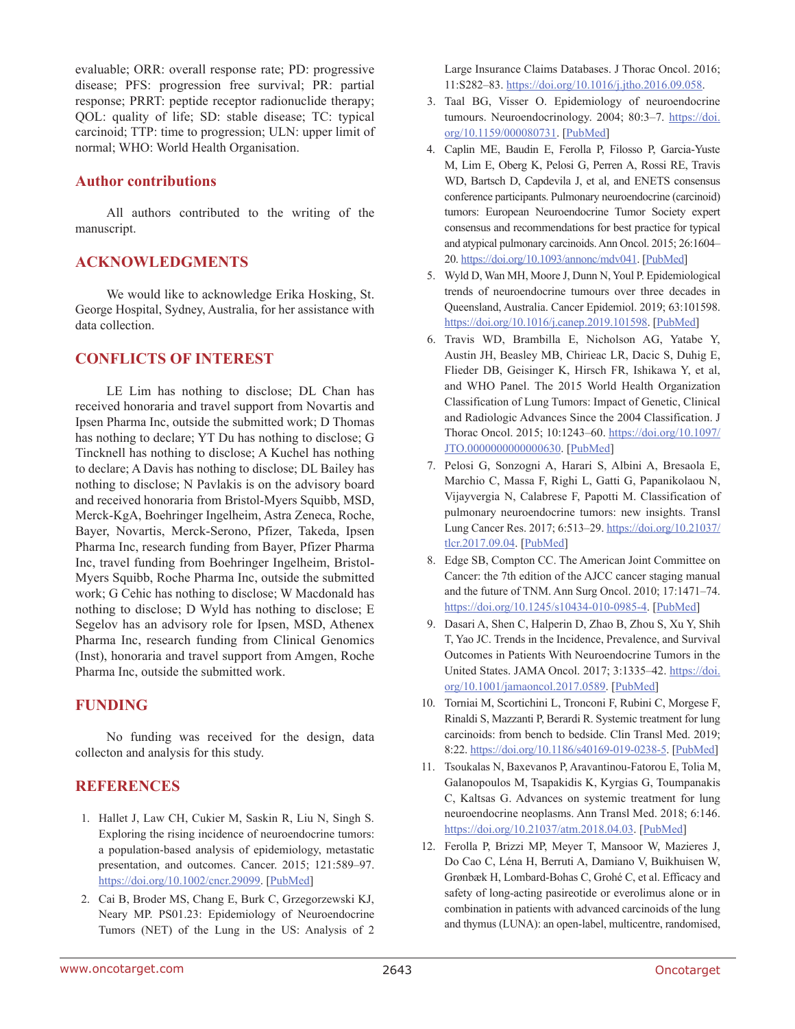evaluable; ORR: overall response rate; PD: progressive disease; PFS: progression free survival; PR: partial response; PRRT: peptide receptor radionuclide therapy; QOL: quality of life; SD: stable disease; TC: typical carcinoid; TTP: time to progression; ULN: upper limit of normal; WHO: World Health Organisation.

## Author contributions

All authors contributed to the writing of the manuscript.

## ACKNOWLEDGMENTS

We would like to acknowledge Erika Hosking, St. George Hospital, Sydney, Australia, for her assistance with data collection.

## CONFLICTS OF INTEREST

LE Lim has nothing to disclose; DL Chan has received honoraria and travel support from Novartis and Ipsen Pharma Inc, outside the submitted work; D Thomas has nothing to declare; YT Du has nothing to disclose; G Tincknell has nothing to disclose; A Kuchel has nothing to declare; A Davis has nothing to disclose; DL Bailey has nothing to disclose; N Pavlakis is on the advisory board and received honoraria from Bristol-Myers Squibb, MSD, Merck-KgA, Boehringer Ingelheim, Astra Zeneca, Roche, Bayer, Novartis, Merck-Serono, Pfizer, Takeda, Ipsen Pharma Inc, research funding from Bayer, Pfizer Pharma Inc, travel funding from Boehringer Ingelheim, Bristol-Myers Squibb, Roche Pharma Inc, outside the submitted work; G Cehic has nothing to disclose; W Macdonald has nothing to disclose; D Wyld has nothing to disclose; E Segelov has an advisory role for Ipsen, MSD, Athenex Pharma Inc, research funding from Clinical Genomics (Inst), honoraria and travel support from Amgen, Roche Pharma Inc, outside the submitted work.

## FUNDING

No funding was received for the design, data collecton and analysis for this study.

## REFERENCES

1. Hallet J, Law CH, Cukier M, Saskin R, Liu N, Singh S. Exploring the rising incidence of neuroendocrine tumors: a population-based analysis of epidemiology, metastatic presentation, and outcomes. Cancer. 2015; 121:589–97. https://doi.org/10.1002/cncr.29099. [PubMed]
2. Cai B, Broder MS, Chang E, Burk C, Grzegorzewski KJ, Neary MP. PS01.23: Epidemiology of Neuroendocrine Tumors (NET) of the Lung in the US: Analysis of 2 Large Insurance Claims Databases. J Thorac Oncol. 2016; 11:S282–83. https://doi.org/10.1016/j.jtho.2016.09.058.
3. Taal BG, Visser O. Epidemiology of neuroendocrine tumours. Neuroendocrinology. 2004; 80:3–7. https://doi.org/10.1159/000080731. [PubMed]
4. Caplin ME, Baudin E, Ferolla P, Filosso P, Garcia-Yuste M, Lim E, Oberg K, Pelosi G, Perren A, Rossi RE, Travis WD, Bartsch D, Capdevila J, et al, and ENETS consensus conference participants. Pulmonary neuroendocrine (carcinoid) tumors: European Neuroendocrine Tumor Society expert consensus and recommendations for best practice for typical and atypical pulmonary carcinoids. Ann Oncol. 2015; 26:1604–20. https://doi.org/10.1093/annonc/mdv041. [PubMed]
5. Wyld D, Wan MH, Moore J, Dunn N, Youl P. Epidemiological trends of neuroendocrine tumours over three decades in Queensland, Australia. Cancer Epidemiol. 2019; 63:101598. https://doi.org/10.1016/j.canep.2019.101598. [PubMed]
6. Travis WD, Brambilla E, Nicholson AG, Yatabe Y, Austin JH, Beasley MB, Chirieac LR, Dacic S, Duhig E, Flieder DB, Geisinger K, Hirsch FR, Ishikawa Y, et al, and WHO Panel. The 2015 World Health Organization Classification of Lung Tumors: Impact of Genetic, Clinical and Radiologic Advances Since the 2004 Classification. J Thorac Oncol. 2015; 10:1243–60. https://doi.org/10.1097/JTO.0000000000000630. [PubMed]
7. Pelosi G, Sonzogni A, Harari S, Albini A, Bresaola E, Marchio C, Massa F, Righi L, Gatti G, Papanikolaou N, Vijayvergia N, Calabrese F, Papotti M. Classification of pulmonary neuroendocrine tumors: new insights. Transl Lung Cancer Res. 2017; 6:513–29. https://doi.org/10.21037/tlcr.2017.09.04. [PubMed]
8. Edge SB, Compton CC. The American Joint Committee on Cancer: the 7th edition of the AJCC cancer staging manual and the future of TNM. Ann Surg Oncol. 2010; 17:1471–74. https://doi.org/10.1245/s10434-010-0985-4. [PubMed]
9. Dasari A, Shen C, Halperin D, Zhao B, Zhou S, Xu Y, Shih T, Yao JC. Trends in the Incidence, Prevalence, and Survival Outcomes in Patients With Neuroendocrine Tumors in the United States. JAMA Oncol. 2017; 3:1335–42. https://doi.org/10.1001/jamaoncol.2017.0589. [PubMed]
10. Torniai M, Scortichini L, Tronconi F, Rubini C, Morgese F, Rinaldi S, Mazzanti P, Berardi R. Systemic treatment for lung carcinoids: from bench to bedside. Clin Transl Med. 2019; 8:22. https://doi.org/10.1186/s40169-019-0238-5. [PubMed]
11. Tsoukalas N, Baxevanos P, Aravantinou-Fatorou E, Tolia M, Galanopoulos M, Tsapakidis K, Kyrgias G, Toumpanakis C, Kaltsas G. Advances on systemic treatment for lung neuroendocrine neoplasms. Ann Transl Med. 2018; 6:146. https://doi.org/10.21037/atm.2018.04.03. [PubMed]
12. Ferolla P, Brizzi MP, Meyer T, Mansoor W, Mazieres J, Do Cao C, Léna H, Berruti A, Damiano V, Buikhuisen W, Grønbæk H, Lombard-Bohas C, Grohé C, et al. Efficacy and safety of long-acting pasireotide or everolimus alone or in combination in patients with advanced carcinoids of the lung and thymus (LUNA): an open-label, multicentre, randomised,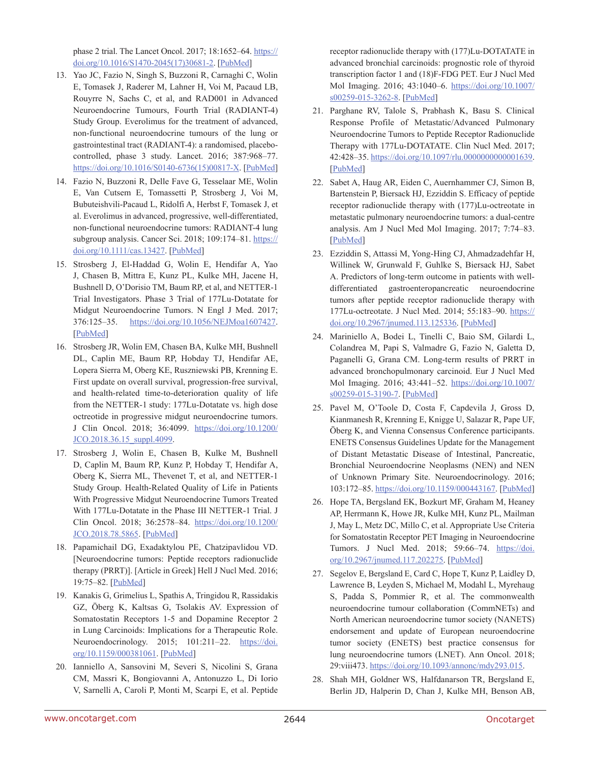phase 2 trial. The Lancet Oncol. 2017; 18:1652–64. https://doi.org/10.1016/S1470-2045(17)30681-2. [PubMed]

13. Yao JC, Fazio N, Singh S, Buzzoni R, Carnaghi C, Wolin E, Tomasek J, Raderer M, Lahner H, Voi M, Pacaud LB, Rouyrre N, Sachs C, et al, and RAD001 in Advanced Neuroendocrine Tumours, Fourth Trial (RADIANT-4) Study Group. Everolimus for the treatment of advanced, non-functional neuroendocrine tumours of the lung or gastrointestinal tract (RADIANT-4): a randomised, placebo-controlled, phase 3 study. Lancet. 2016; 387:968–77. https://doi.org/10.1016/S0140-6736(15)00817-X. [PubMed]

14. Fazio N, Buzzoni R, Delle Fave G, Tesselaar ME, Wolin E, Van Cutsem E, Tomassetti P, Strosberg J, Voi M, Bubuteishvili-Pacaud L, Ridolfi A, Herbst F, Tomasek J, et al. Everolimus in advanced, progressive, well-differentiated, non-functional neuroendocrine tumors: RADIANT-4 lung subgroup analysis. Cancer Sci. 2018; 109:174–81. https://doi.org/10.1111/cas.13427. [PubMed]

15. Strosberg J, El-Haddad G, Wolin E, Hendifar A, Yao J, Chasen B, Mittra E, Kunz PL, Kulke MH, Jacene H, Bushnell D, O'Dorisio TM, Baum RP, et al, and NETTER-1 Trial Investigators. Phase 3 Trial of 177Lu-Dotatate for Midgut Neuroendocrine Tumors. N Engl J Med. 2017; 376:125–35. https://doi.org/10.1056/NEJMoa1607427. [PubMed]

16. Strosberg JR, Wolin EM, Chasen BA, Kulke MH, Bushnell DL, Caplin ME, Baum RP, Hobday TJ, Hendifar AE, Lopera Sierra M, Oberg KE, Ruszniewski PB, Krenning E. First update on overall survival, progression-free survival, and health-related time-to-deterioration quality of life from the NETTER-1 study: 177Lu-Dotatate vs. high dose octreotide in progressive midgut neuroendocrine tumors. J Clin Oncol. 2018; 36:4099. https://doi.org/10.1200/JCO.2018.36.15_suppl.4099.

17. Strosberg J, Wolin E, Chasen B, Kulke M, Bushnell D, Caplin M, Baum RP, Kunz P, Hobday T, Hendifar A, Oberg K, Sierra ML, Thevenet T, et al, and NETTER-1 Study Group. Health-Related Quality of Life in Patients With Progressive Midgut Neuroendocrine Tumors Treated With 177Lu-Dotatate in the Phase III NETTER-1 Trial. J Clin Oncol. 2018; 36:2578–84. https://doi.org/10.1200/JCO.2018.78.5865. [PubMed]

18. Papamichail DG, Exadaktylou PE, Chatzipavlidou VD. [Neuroendocrine tumors: Peptide receptors radionuclide therapy (PRRT)]. [Article in Greek] Hell J Nucl Med. 2016; 19:75–82. [PubMed]

19. Kanakis G, Grimelius L, Spathis A, Tringidou R, Rassidakis GZ, Öberg K, Kaltsas G, Tsolakis AV. Expression of Somatostatin Receptors 1-5 and Dopamine Receptor 2 in Lung Carcinoids: Implications for a Therapeutic Role. Neuroendocrinology. 2015; 101:211–22. https://doi.org/10.1159/000381061. [PubMed]

20. Ianniello A, Sansovini M, Severi S, Nicolini S, Grana CM, Massri K, Bongiovanni A, Antonuzzo L, Di Iorio V, Sarnelli A, Caroli P, Monti M, Scarpi E, et al. Peptide receptor radionuclide therapy with (177)Lu-DOTATATE in advanced bronchial carcinoids: prognostic role of thyroid transcription factor 1 and (18)F-FDG PET. Eur J Nucl Med Mol Imaging. 2016; 43:1040–6. https://doi.org/10.1007/s00259-015-3262-8. [PubMed]

21. Parghane RV, Talole S, Prabhash K, Basu S. Clinical Response Profile of Metastatic/Advanced Pulmonary Neuroendocrine Tumors to Peptide Receptor Radionuclide Therapy with 177Lu-DOTATATE. Clin Nucl Med. 2017; 42:428–35. https://doi.org/10.1097/rlu.0000000000001639. [PubMed]

22. Sabet A, Haug AR, Eiden C, Auernhammer CJ, Simon B, Bartenstein P, Biersack HJ, Ezziddin S. Efficacy of peptide receptor radionuclide therapy with (177)Lu-octreotate in metastatic pulmonary neuroendocrine tumors: a dual-centre analysis. Am J Nucl Med Mol Imaging. 2017; 7:74–83. [PubMed]

23. Ezziddin S, Attassi M, Yong-Hing CJ, Ahmadzadehfar H, Willinek W, Grunwald F, Guhlke S, Biersack HJ, Sabet A. Predictors of long-term outcome in patients with well-differentiated gastroenteropancreatic neuroendocrine tumors after peptide receptor radionuclide therapy with 177Lu-octreotate. J Nucl Med. 2014; 55:183–90. https://doi.org/10.2967/jnumed.113.125336. [PubMed]

24. Mariniello A, Bodei L, Tinelli C, Baio SM, Gilardi L, Colandrea M, Papi S, Valmadre G, Fazio N, Galetta D, Paganelli G, Grana CM. Long-term results of PRRT in advanced bronchopulmonary carcinoid. Eur J Nucl Med Mol Imaging. 2016; 43:441–52. https://doi.org/10.1007/s00259-015-3190-7. [PubMed]

25. Pavel M, O'Toole D, Costa F, Capdevila J, Gross D, Kianmanesh R, Krenning E, Knigge U, Salazar R, Pape UF, Öberg K, and Vienna Consensus Conference participants. ENETS Consensus Guidelines Update for the Management of Distant Metastatic Disease of Intestinal, Pancreatic, Bronchial Neuroendocrine Neoplasms (NEN) and NEN of Unknown Primary Site. Neuroendocrinology. 2016; 103:172–85. https://doi.org/10.1159/000443167. [PubMed]

26. Hope TA, Bergsland EK, Bozkurt MF, Graham M, Heaney AP, Herrmann K, Howe JR, Kulke MH, Kunz PL, Mailman J, May L, Metz DC, Millo C, et al. Appropriate Use Criteria for Somatostatin Receptor PET Imaging in Neuroendocrine Tumors. J Nucl Med. 2018; 59:66–74. https://doi.org/10.2967/jnumed.117.202275. [PubMed]

27. Segelov E, Bergsland E, Card C, Hope T, Kunz P, Laidley D, Lawrence B, Leyden S, Michael M, Modahl L, Myrehaug S, Padda S, Pommier R, et al. The commonwealth neuroendocrine tumour collaboration (CommNETs) and North American neuroendocrine tumor society (NANETS) endorsement and update of European neuroendocrine tumor society (ENETS) best practice consensus for lung neuroendocrine tumors (LNET). Ann Oncol. 2018; 29:viii473. https://doi.org/10.1093/annonc/mdy293.015.

28. Shah MH, Goldner WS, Halfdanarson TR, Bergsland E, Berlin JD, Halperin D, Chan J, Kulke MH, Benson AB,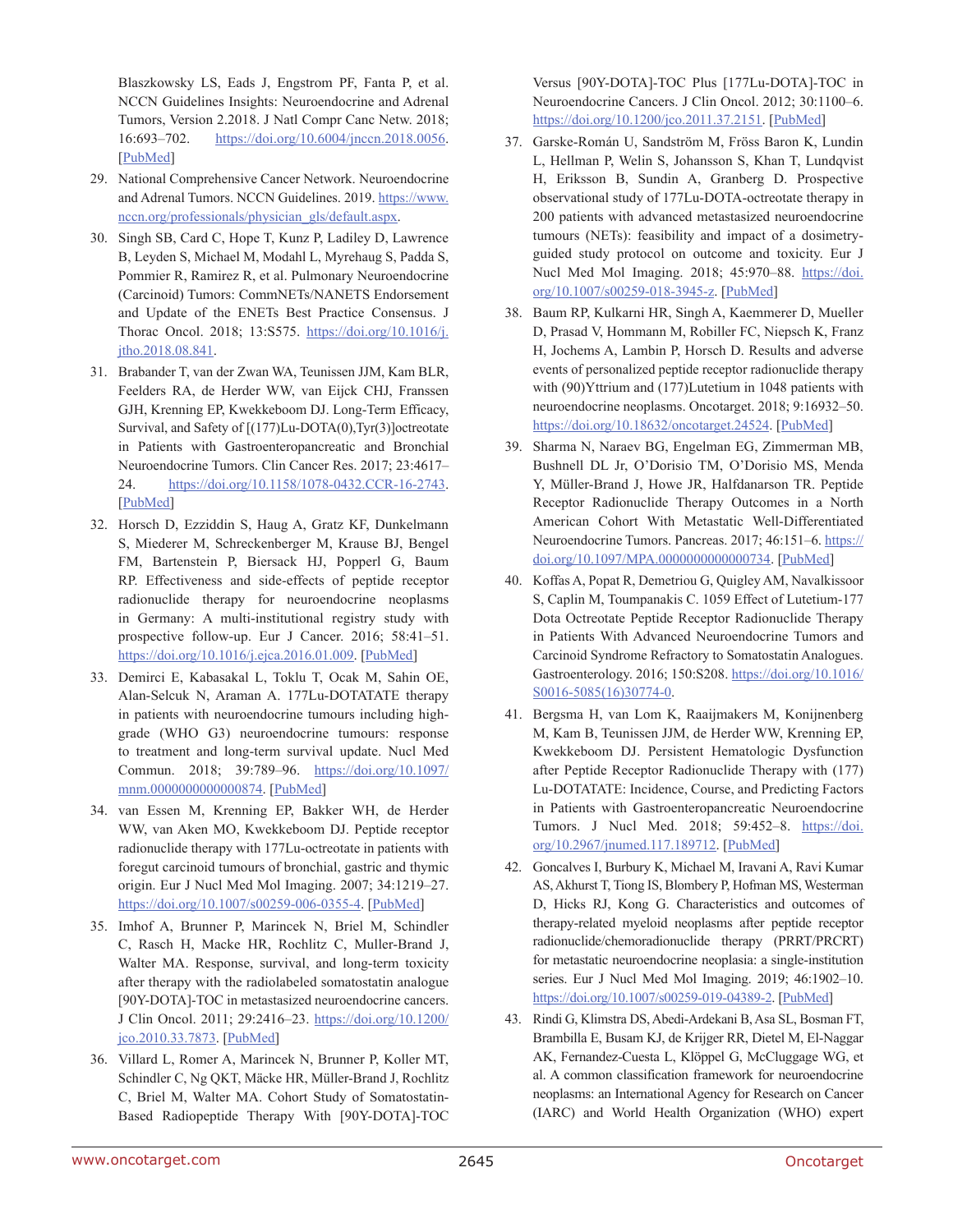Blaszkowsky LS, Eads J, Engstrom PF, Fanta P, et al. NCCN Guidelines Insights: Neuroendocrine and Adrenal Tumors, Version 2.2018. J Natl Compr Canc Netw. 2018; 16:693–702. https://doi.org/10.6004/jnccn.2018.0056. [PubMed]

29. National Comprehensive Cancer Network. Neuroendocrine and Adrenal Tumors. NCCN Guidelines. 2019. https://www.nccn.org/professionals/physician_gls/default.aspx.

30. Singh SB, Card C, Hope T, Kunz P, Ladiley D, Lawrence B, Leyden S, Michael M, Modahl L, Myrehaug S, Padda S, Pommier R, Ramirez R, et al. Pulmonary Neuroendocrine (Carcinoid) Tumors: CommNETs/NANETS Endorsement and Update of the ENETs Best Practice Consensus. J Thorac Oncol. 2018; 13:S575. https://doi.org/10.1016/j.jtho.2018.08.841.

31. Brabander T, van der Zwan WA, Teunissen JJM, Kam BLR, Feelders RA, de Herder WW, van Eijck CHJ, Franssen GJH, Krenning EP, Kwekkeboom DJ. Long-Term Efficacy, Survival, and Safety of [(177)Lu-DOTA(0),Tyr(3)]octreotate in Patients with Gastroenteropancreatic and Bronchial Neuroendocrine Tumors. Clin Cancer Res. 2017; 23:4617–24. https://doi.org/10.1158/1078-0432.CCR-16-2743. [PubMed]

32. Horsch D, Ezziddin S, Haug A, Gratz KF, Dunkelmann S, Miederer M, Schreckenberger M, Krause BJ, Bengel FM, Bartenstein P, Biersack HJ, Popperl G, Baum RP. Effectiveness and side-effects of peptide receptor radionuclide therapy for neuroendocrine neoplasms in Germany: A multi-institutional registry study with prospective follow-up. Eur J Cancer. 2016; 58:41–51. https://doi.org/10.1016/j.ejca.2016.01.009. [PubMed]

33. Demirci E, Kabasakal L, Toklu T, Ocak M, Sahin OE, Alan-Selcuk N, Araman A. 177Lu-DOTATATE therapy in patients with neuroendocrine tumours including high-grade (WHO G3) neuroendocrine tumours: response to treatment and long-term survival update. Nucl Med Commun. 2018; 39:789–96. https://doi.org/10.1097/mnm.0000000000000874. [PubMed]

34. van Essen M, Krenning EP, Bakker WH, de Herder WW, van Aken MO, Kwekkeboom DJ. Peptide receptor radionuclide therapy with 177Lu-octreotate in patients with foregut carcinoid tumours of bronchial, gastric and thymic origin. Eur J Nucl Med Mol Imaging. 2007; 34:1219–27. https://doi.org/10.1007/s00259-006-0355-4. [PubMed]

35. Imhof A, Brunner P, Marincek N, Briel M, Schindler C, Rasch H, Macke HR, Rochlitz C, Muller-Brand J, Walter MA. Response, survival, and long-term toxicity after therapy with the radiolabeled somatostatin analogue [90Y-DOTA]-TOC in metastasized neuroendocrine cancers. J Clin Oncol. 2011; 29:2416–23. https://doi.org/10.1200/jco.2010.33.7873. [PubMed]

36. Villard L, Romer A, Marincek N, Brunner P, Koller MT, Schindler C, Ng QKT, Mäcke HR, Müller-Brand J, Rochlitz C, Briel M, Walter MA. Cohort Study of Somatostatin-Based Radiopeptide Therapy With [90Y-DOTA]-TOC Versus [90Y-DOTA]-TOC Plus [177Lu-DOTA]-TOC in Neuroendocrine Cancers. J Clin Oncol. 2012; 30:1100–6. https://doi.org/10.1200/jco.2011.37.2151. [PubMed]

37. Garske-Román U, Sandström M, Fröss Baron K, Lundin L, Hellman P, Welin S, Johansson S, Khan T, Lundqvist H, Eriksson B, Sundin A, Granberg D. Prospective observational study of 177Lu-DOTA-octreotate therapy in 200 patients with advanced metastasized neuroendocrine tumours (NETs): feasibility and impact of a dosimetry-guided study protocol on outcome and toxicity. Eur J Nucl Med Mol Imaging. 2018; 45:970–88. https://doi.org/10.1007/s00259-018-3945-z. [PubMed]

38. Baum RP, Kulkarni HR, Singh A, Kaemmerer D, Mueller D, Prasad V, Hommann M, Robiller FC, Niepsch K, Franz H, Jochems A, Lambin P, Horsch D. Results and adverse events of personalized peptide receptor radionuclide therapy with (90)Yttrium and (177)Lutetium in 1048 patients with neuroendocrine neoplasms. Oncotarget. 2018; 9:16932–50. https://doi.org/10.18632/oncotarget.24524. [PubMed]

39. Sharma N, Naraev BG, Engelman EG, Zimmerman MB, Bushnell DL Jr, O'Dorisio TM, O'Dorisio MS, Menda Y, Müller-Brand J, Howe JR, Halfdanarson TR. Peptide Receptor Radionuclide Therapy Outcomes in a North American Cohort With Metastatic Well-Differentiated Neuroendocrine Tumors. Pancreas. 2017; 46:151–6. https://doi.org/10.1097/MPA.0000000000000734. [PubMed]

40. Koffas A, Popat R, Demetriou G, Quigley AM, Navalkissoor S, Caplin M, Toumpanakis C. 1059 Effect of Lutetium-177 Dota Octreotate Peptide Receptor Radionuclide Therapy in Patients With Advanced Neuroendocrine Tumors and Carcinoid Syndrome Refractory to Somatostatin Analogues. Gastroenterology. 2016; 150:S208. https://doi.org/10.1016/S0016-5085(16)30774-0.

41. Bergsma H, van Lom K, Raaijmakers M, Konijnenberg M, Kam B, Teunissen JJM, de Herder WW, Krenning EP, Kwekkeboom DJ. Persistent Hematologic Dysfunction after Peptide Receptor Radionuclide Therapy with (177) Lu-DOTATATE: Incidence, Course, and Predicting Factors in Patients with Gastroenteropancreatic Neuroendocrine Tumors. J Nucl Med. 2018; 59:452–8. https://doi.org/10.2967/jnumed.117.189712. [PubMed]

42. Goncalves I, Burbury K, Michael M, Iravani A, Ravi Kumar AS, Akhurst T, Tiong IS, Blombery P, Hofman MS, Westerman D, Hicks RJ, Kong G. Characteristics and outcomes of therapy-related myeloid neoplasms after peptide receptor radionuclide/chemoradionuclide therapy (PRRT/PRCRT) for metastatic neuroendocrine neoplasia: a single-institution series. Eur J Nucl Med Mol Imaging. 2019; 46:1902–10. https://doi.org/10.1007/s00259-019-04389-2. [PubMed]

43. Rindi G, Klimstra DS, Abedi-Ardekani B, Asa SL, Bosman FT, Brambilla E, Busam KJ, de Krijger RR, Dietel M, El-Naggar AK, Fernandez-Cuesta L, Klöppel G, McCluggage WG, et al. A common classification framework for neuroendocrine neoplasms: an International Agency for Research on Cancer (IARC) and World Health Organization (WHO) expert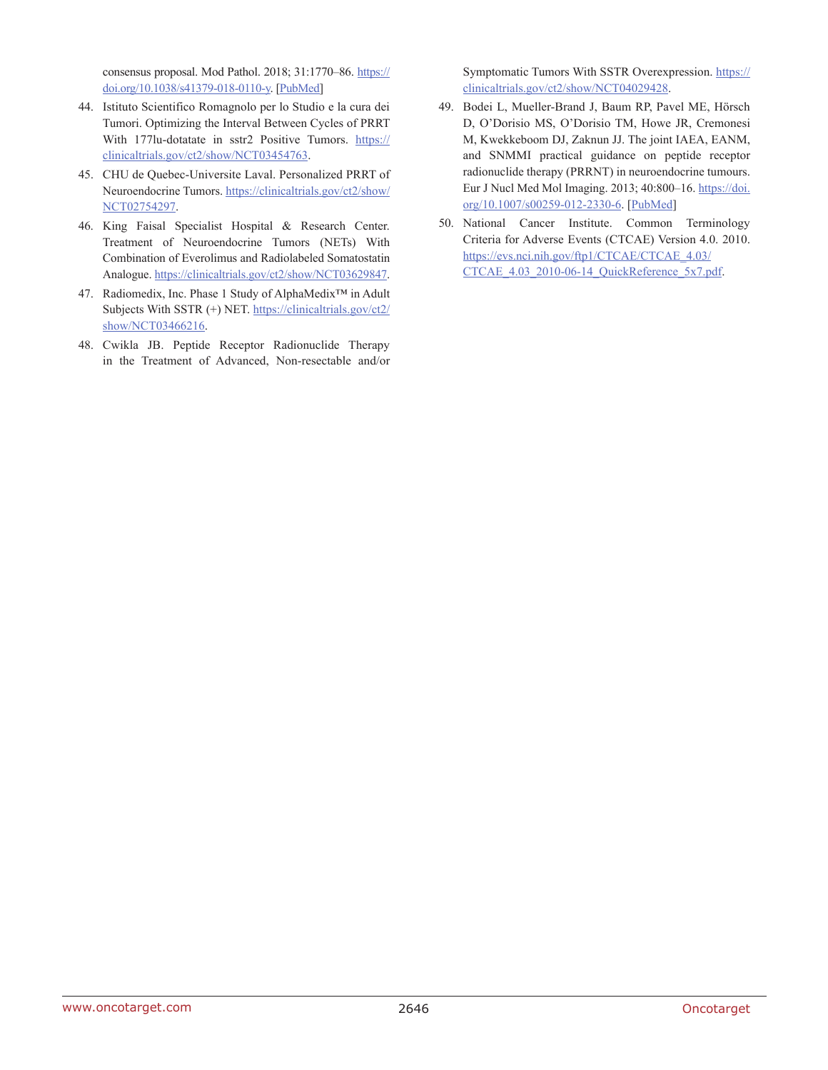consensus proposal. Mod Pathol. 2018; 31:1770–86. https://doi.org/10.1038/s41379-018-0110-y. [PubMed]

44. Istituto Scientifico Romagnolo per lo Studio e la cura dei Tumori. Optimizing the Interval Between Cycles of PRRT With 177lu-dotatate in sstr2 Positive Tumors. https://clinicaltrials.gov/ct2/show/NCT03454763.

45. CHU de Quebec-Universite Laval. Personalized PRRT of Neuroendocrine Tumors. https://clinicaltrials.gov/ct2/show/NCT02754297.

46. King Faisal Specialist Hospital & Research Center. Treatment of Neuroendocrine Tumors (NETs) With Combination of Everolimus and Radiolabeled Somatostatin Analogue. https://clinicaltrials.gov/ct2/show/NCT03629847.

47. Radiomedix, Inc. Phase 1 Study of AlphaMedix™ in Adult Subjects With SSTR (+) NET. https://clinicaltrials.gov/ct2/show/NCT03466216.

48. Cwikla JB. Peptide Receptor Radionuclide Therapy in the Treatment of Advanced, Non-resectable and/or Symptomatic Tumors With SSTR Overexpression. https://clinicaltrials.gov/ct2/show/NCT04029428.

49. Bodei L, Mueller-Brand J, Baum RP, Pavel ME, Hörsch D, O'Dorisio MS, O'Dorisio TM, Howe JR, Cremonesi M, Kwekkeboom DJ, Zaknun JJ. The joint IAEA, EANM, and SNMMI practical guidance on peptide receptor radionuclide therapy (PRRNT) in neuroendocrine tumours. Eur J Nucl Med Mol Imaging. 2013; 40:800–16. https://doi.org/10.1007/s00259-012-2330-6. [PubMed]

50. National Cancer Institute. Common Terminology Criteria for Adverse Events (CTCAE) Version 4.0. 2010. https://evs.nci.nih.gov/ftp1/CTCAE/CTCAE_4.03/CTCAE_4.03_2010-06-14_QuickReference_5x7.pdf.